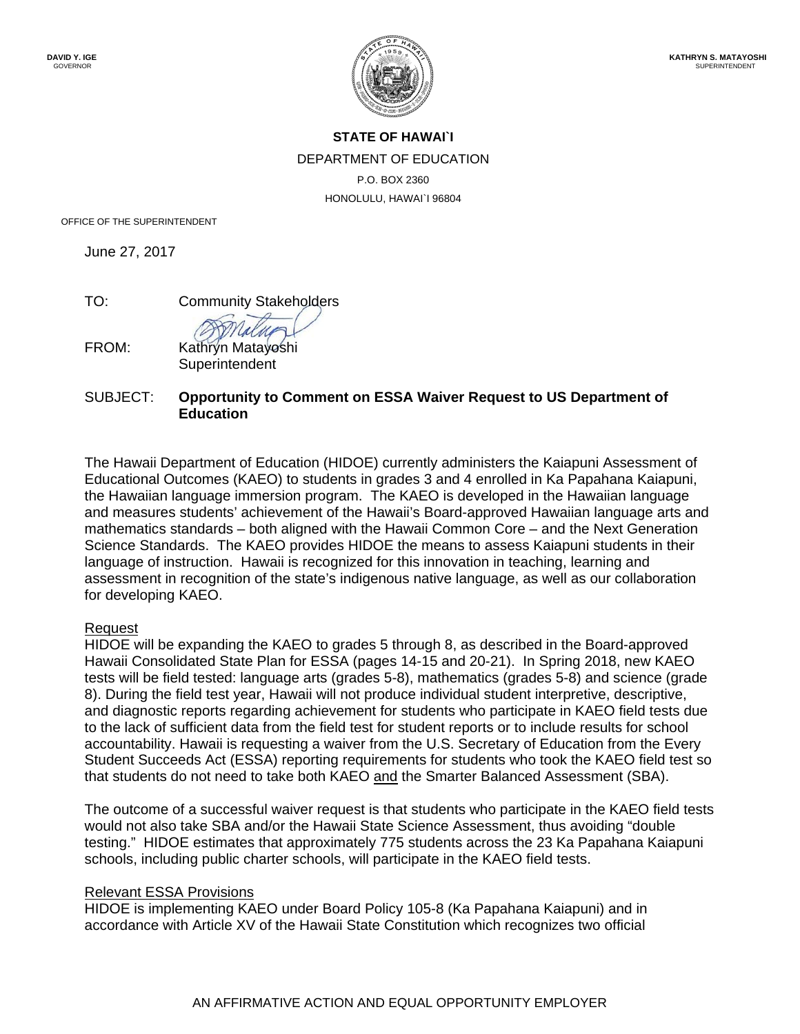DAVID Y. IGE
GOVERNOR

KATHRYN S. MATAYOSHI
SUPERINTENDENT

**STATE OF HAWAI`I**

DEPARTMENT OF EDUCATION

P.O. BOX 2360

HONOLULU, HAWAI`I 96804

OFFICE OF THE SUPERINTENDENT

June 27, 2017

TO: Community Stakeholders

FROM: Kathryn Matayoshi
Superintendent

SUBJECT: **Opportunity to Comment on ESSA Waiver Request to US Department of Education**

The Hawaii Department of Education (HIDOE) currently administers the Kaiapuni Assessment of Educational Outcomes (KAEO) to students in grades 3 and 4 enrolled in Ka Papahana Kaiapuni, the Hawaiian language immersion program. The KAEO is developed in the Hawaiian language and measures students' achievement of the Hawaii's Board-approved Hawaiian language arts and mathematics standards – both aligned with the Hawaii Common Core – and the Next Generation Science Standards. The KAEO provides HIDOE the means to assess Kaiapuni students in their language of instruction. Hawaii is recognized for this innovation in teaching, learning and assessment in recognition of the state's indigenous native language, as well as our collaboration for developing KAEO.

Request

HIDOE will be expanding the KAEO to grades 5 through 8, as described in the Board-approved Hawaii Consolidated State Plan for ESSA (pages 14-15 and 20-21). In Spring 2018, new KAEO tests will be field tested: language arts (grades 5-8), mathematics (grades 5-8) and science (grade 8). During the field test year, Hawaii will not produce individual student interpretive, descriptive, and diagnostic reports regarding achievement for students who participate in KAEO field tests due to the lack of sufficient data from the field test for student reports or to include results for school accountability. Hawaii is requesting a waiver from the U.S. Secretary of Education from the Every Student Succeeds Act (ESSA) reporting requirements for students who took the KAEO field test so that students do not need to take both KAEO and the Smarter Balanced Assessment (SBA).

The outcome of a successful waiver request is that students who participate in the KAEO field tests would not also take SBA and/or the Hawaii State Science Assessment, thus avoiding "double testing." HIDOE estimates that approximately 775 students across the 23 Ka Papahana Kaiapuni schools, including public charter schools, will participate in the KAEO field tests.

Relevant ESSA Provisions

HIDOE is implementing KAEO under Board Policy 105-8 (Ka Papahana Kaiapuni) and in accordance with Article XV of the Hawaii State Constitution which recognizes two official

AN AFFIRMATIVE ACTION AND EQUAL OPPORTUNITY EMPLOYER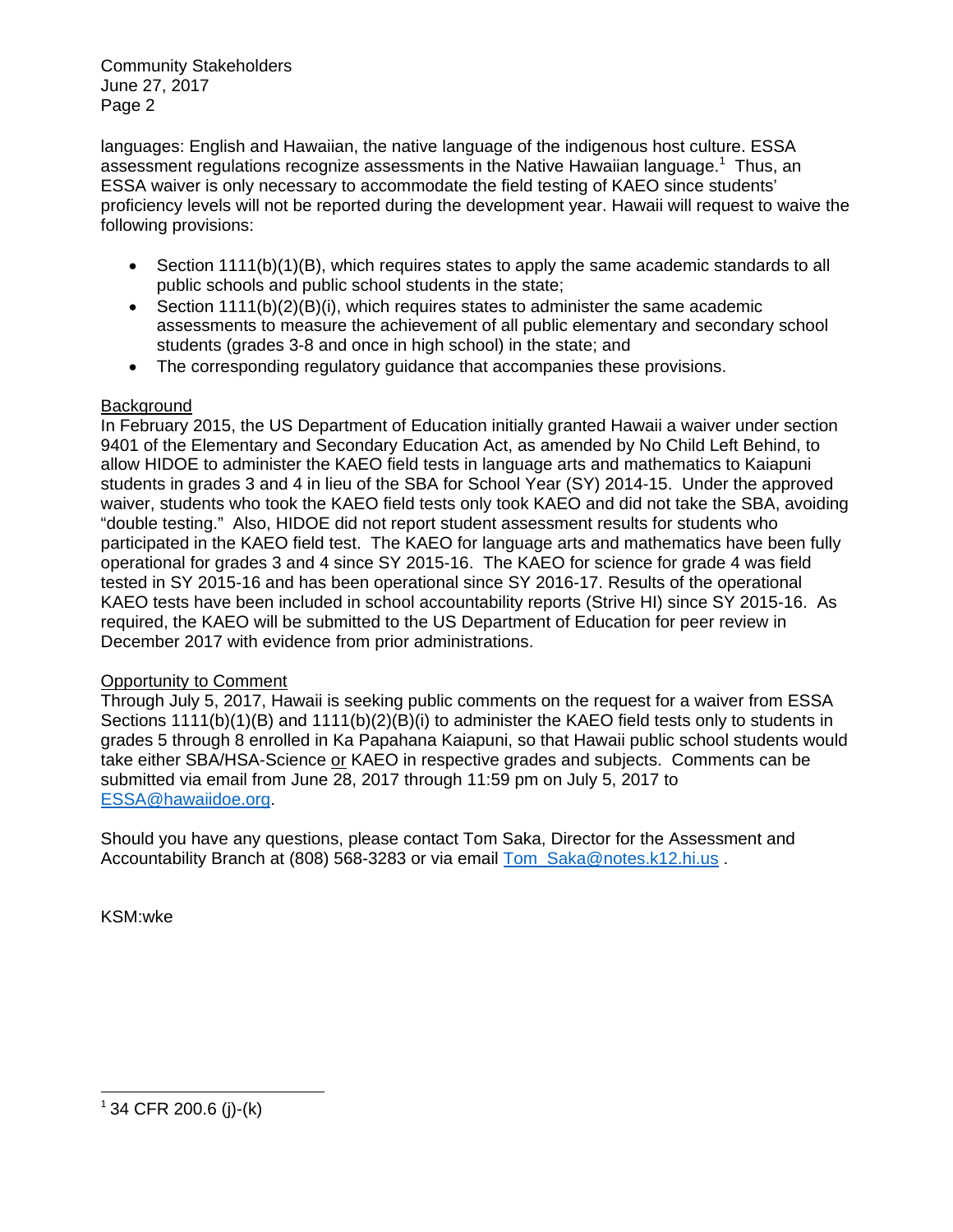languages: English and Hawaiian, the native language of the indigenous host culture. ESSA assessment regulations recognize assessments in the Native Hawaiian language.[1] Thus, an ESSA waiver is only necessary to accommodate the field testing of KAEO since students' proficiency levels will not be reported during the development year. Hawaii will request to waive the following provisions:

- Section 1111(b)(1)(B), which requires states to apply the same academic standards to all public schools and public school students in the state;
- Section 1111(b)(2)(B)(i), which requires states to administer the same academic assessments to measure the achievement of all public elementary and secondary school students (grades 3-8 and once in high school) in the state; and
- The corresponding regulatory guidance that accompanies these provisions.

<u>Background</u>

In February 2015, the US Department of Education initially granted Hawaii a waiver under section 9401 of the Elementary and Secondary Education Act, as amended by No Child Left Behind, to allow HIDOE to administer the KAEO field tests in language arts and mathematics to Kaiapuni students in grades 3 and 4 in lieu of the SBA for School Year (SY) 2014-15. Under the approved waiver, students who took the KAEO field tests only took KAEO and did not take the SBA, avoiding "double testing." Also, HIDOE did not report student assessment results for students who participated in the KAEO field test. The KAEO for language arts and mathematics have been fully operational for grades 3 and 4 since SY 2015-16. The KAEO for science for grade 4 was field tested in SY 2015-16 and has been operational since SY 2016-17. Results of the operational KAEO tests have been included in school accountability reports (Strive HI) since SY 2015-16. As required, the KAEO will be submitted to the US Department of Education for peer review in December 2017 with evidence from prior administrations.

<u>Opportunity to Comment</u>

Through July 5, 2017, Hawaii is seeking public comments on the request for a waiver from ESSA Sections 1111(b)(1)(B) and 1111(b)(2)(B)(i) to administer the KAEO field tests only to students in grades 5 through 8 enrolled in Ka Papahana Kaiapuni, so that Hawaii public school students would take either SBA/HSA-Science <u>or</u> KAEO in respective grades and subjects. Comments can be submitted via email from June 28, 2017 through 11:59 pm on July 5, 2017 to ESSA@hawaiidoe.org.

Should you have any questions, please contact Tom Saka, Director for the Assessment and Accountability Branch at (808) 568-3283 or via email Tom_Saka@notes.k12.hi.us .

KSM:wke

[1] 34 CFR 200.6 (j)-(k)